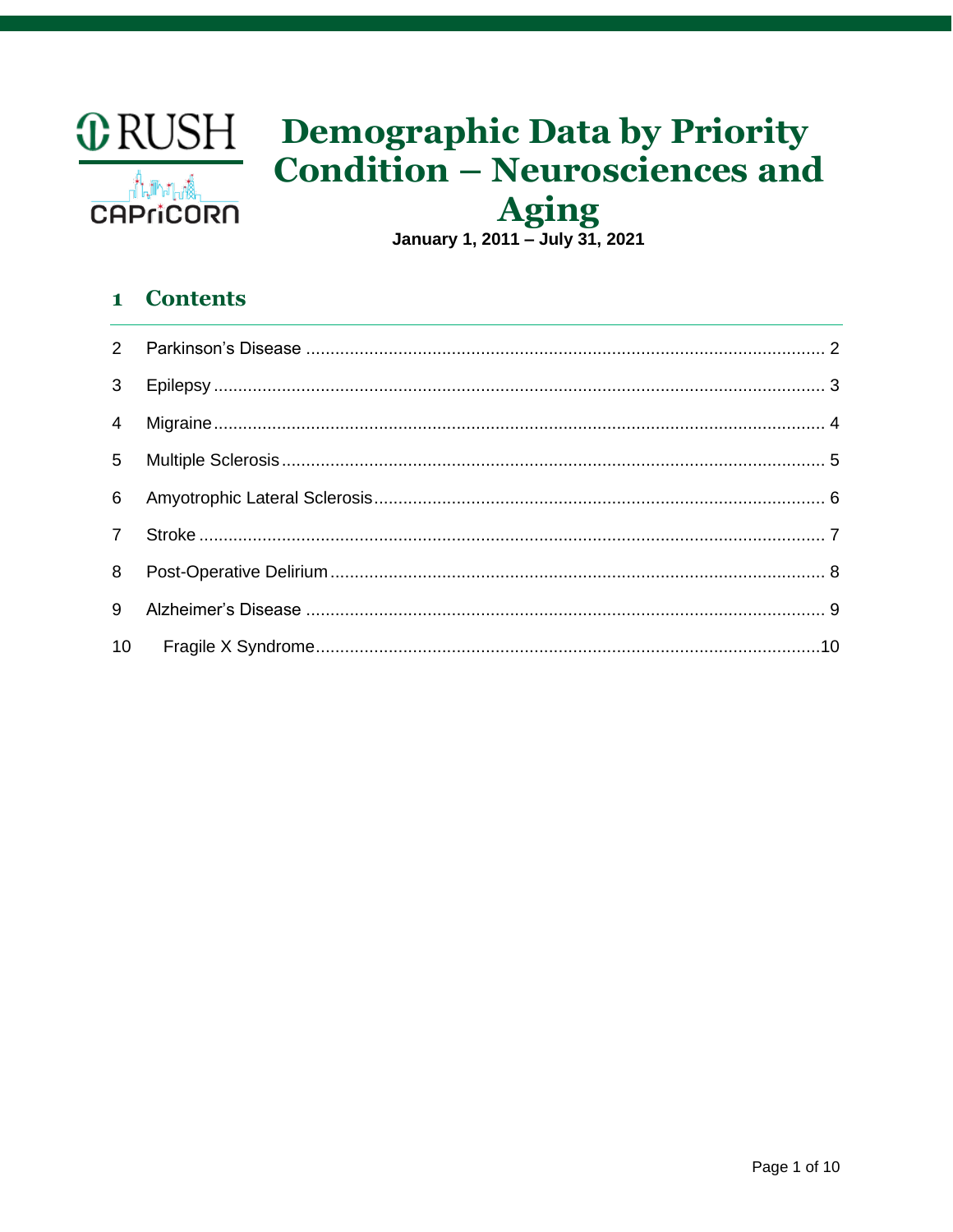RUSH

CAPriCORN

# Demographic Data by Priority Condition – Neurosciences and Aging

**January 1, 2011 – July 31, 2021**

## 1 Contents

2 Parkinson's Disease ........................................................................................................ 2

3 Epilepsy ........................................................................................................................ 3

4 Migraine ........................................................................................................................ 4

5 Multiple Sclerosis .......................................................................................................... 5

6 Amyotrophic Lateral Sclerosis ....................................................................................... 6

7 Stroke ............................................................................................................................ 7

8 Post-Operative Delirium ................................................................................................. 8

9 Alzheimer's Disease ...................................................................................................... 9

10 Fragile X Syndrome ..................................................................................................... 10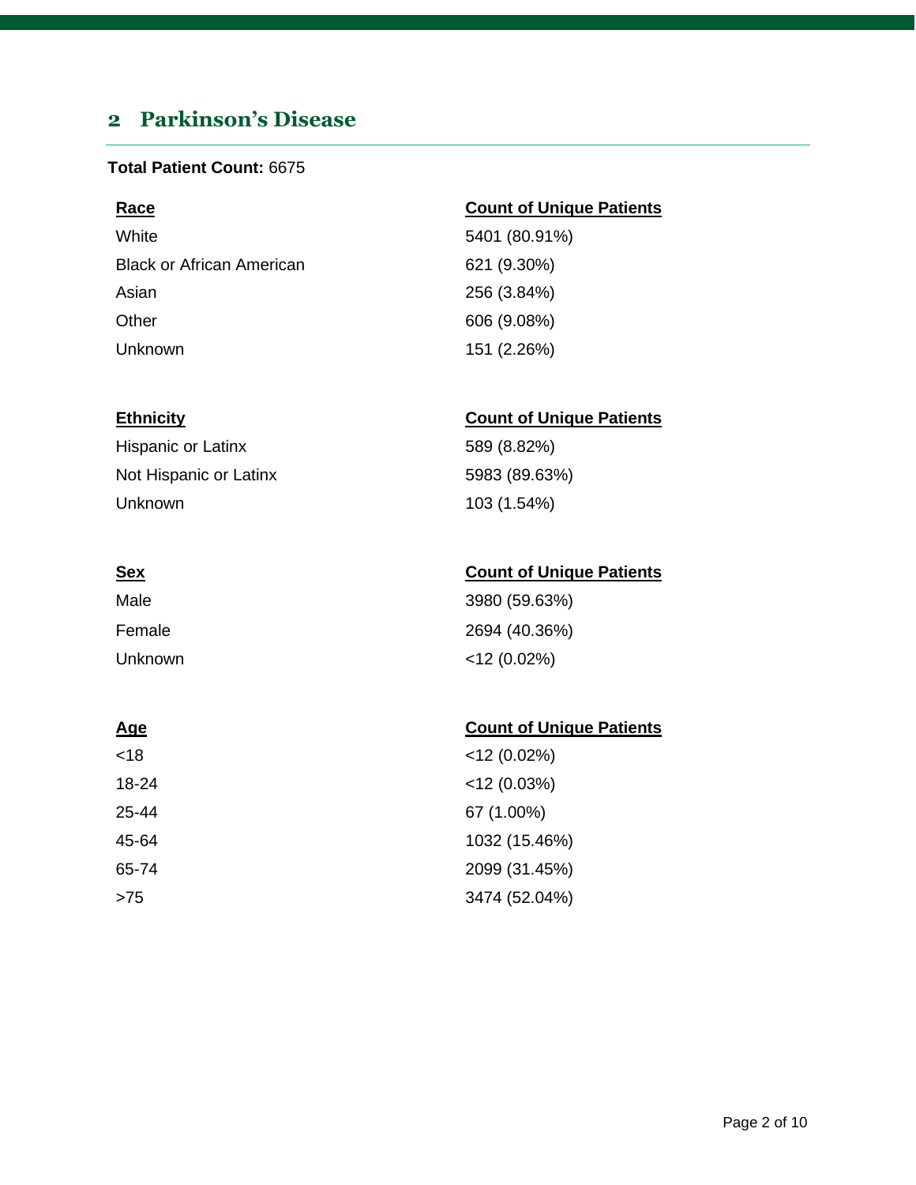## 2 Parkinson's Disease

**Total Patient Count:** 6675

| Race | Count of Unique Patients |
|---|---|
| White | 5401 (80.91%) |
| Black or African American | 621 (9.30%) |
| Asian | 256 (3.84%) |
| Other | 606 (9.08%) |
| Unknown | 151 (2.26%) |

| Ethnicity | Count of Unique Patients |
|---|---|
| Hispanic or Latinx | 589 (8.82%) |
| Not Hispanic or Latinx | 5983 (89.63%) |
| Unknown | 103 (1.54%) |

| Sex | Count of Unique Patients |
|---|---|
| Male | 3980 (59.63%) |
| Female | 2694 (40.36%) |
| Unknown | <12 (0.02%) |

| Age | Count of Unique Patients |
|---|---|
| <18 | <12 (0.02%) |
| 18-24 | <12 (0.03%) |
| 25-44 | 67 (1.00%) |
| 45-64 | 1032 (15.46%) |
| 65-74 | 2099 (31.45%) |
| >75 | 3474 (52.04%) |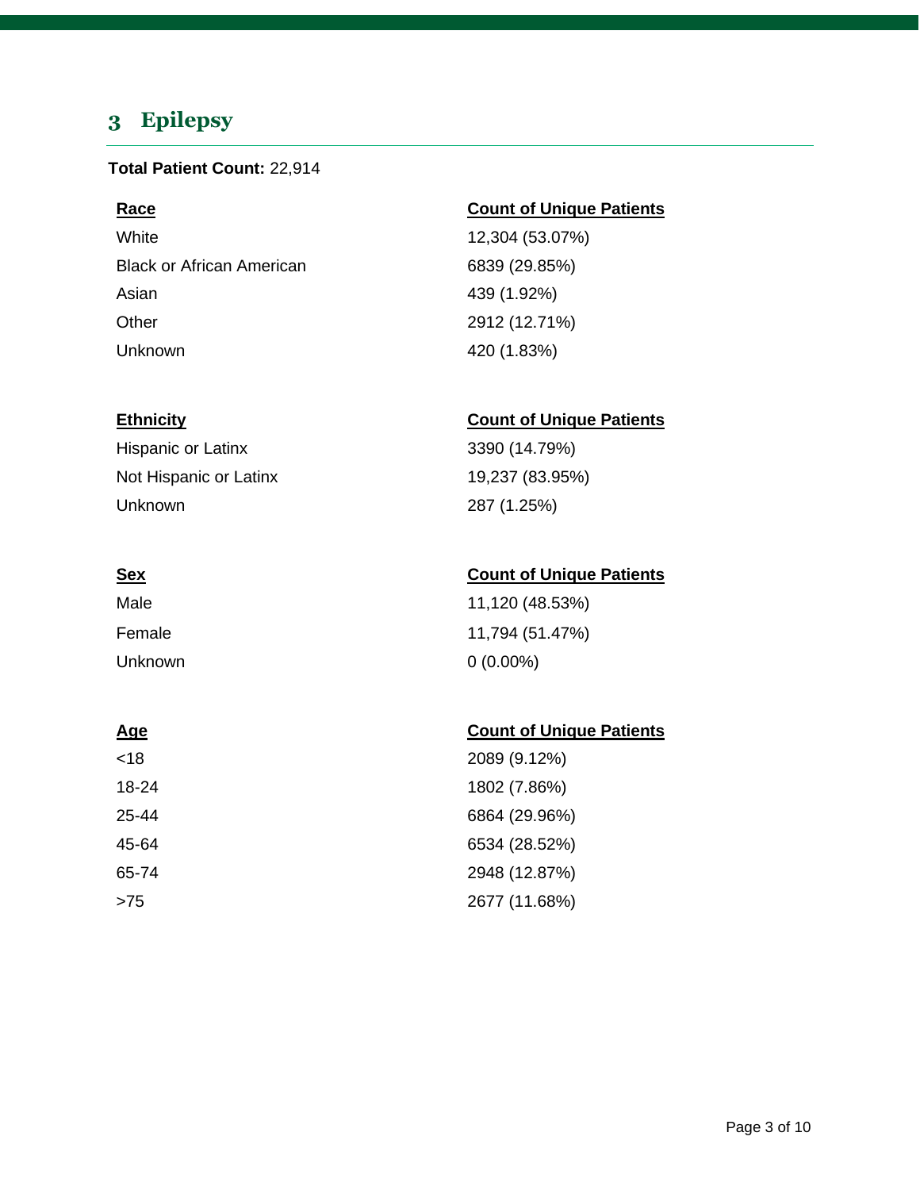## 3 Epilepsy

**Total Patient Count:** 22,914

| Race | Count of Unique Patients |
| --- | --- |
| White | 12,304 (53.07%) |
| Black or African American | 6839 (29.85%) |
| Asian | 439 (1.92%) |
| Other | 2912 (12.71%) |
| Unknown | 420 (1.83%) |

| Ethnicity | Count of Unique Patients |
| --- | --- |
| Hispanic or Latinx | 3390 (14.79%) |
| Not Hispanic or Latinx | 19,237 (83.95%) |
| Unknown | 287 (1.25%) |

| Sex | Count of Unique Patients |
| --- | --- |
| Male | 11,120 (48.53%) |
| Female | 11,794 (51.47%) |
| Unknown | 0 (0.00%) |

| Age | Count of Unique Patients |
| --- | --- |
| <18 | 2089 (9.12%) |
| 18-24 | 1802 (7.86%) |
| 25-44 | 6864 (29.96%) |
| 45-64 | 6534 (28.52%) |
| 65-74 | 2948 (12.87%) |
| >75 | 2677 (11.68%) |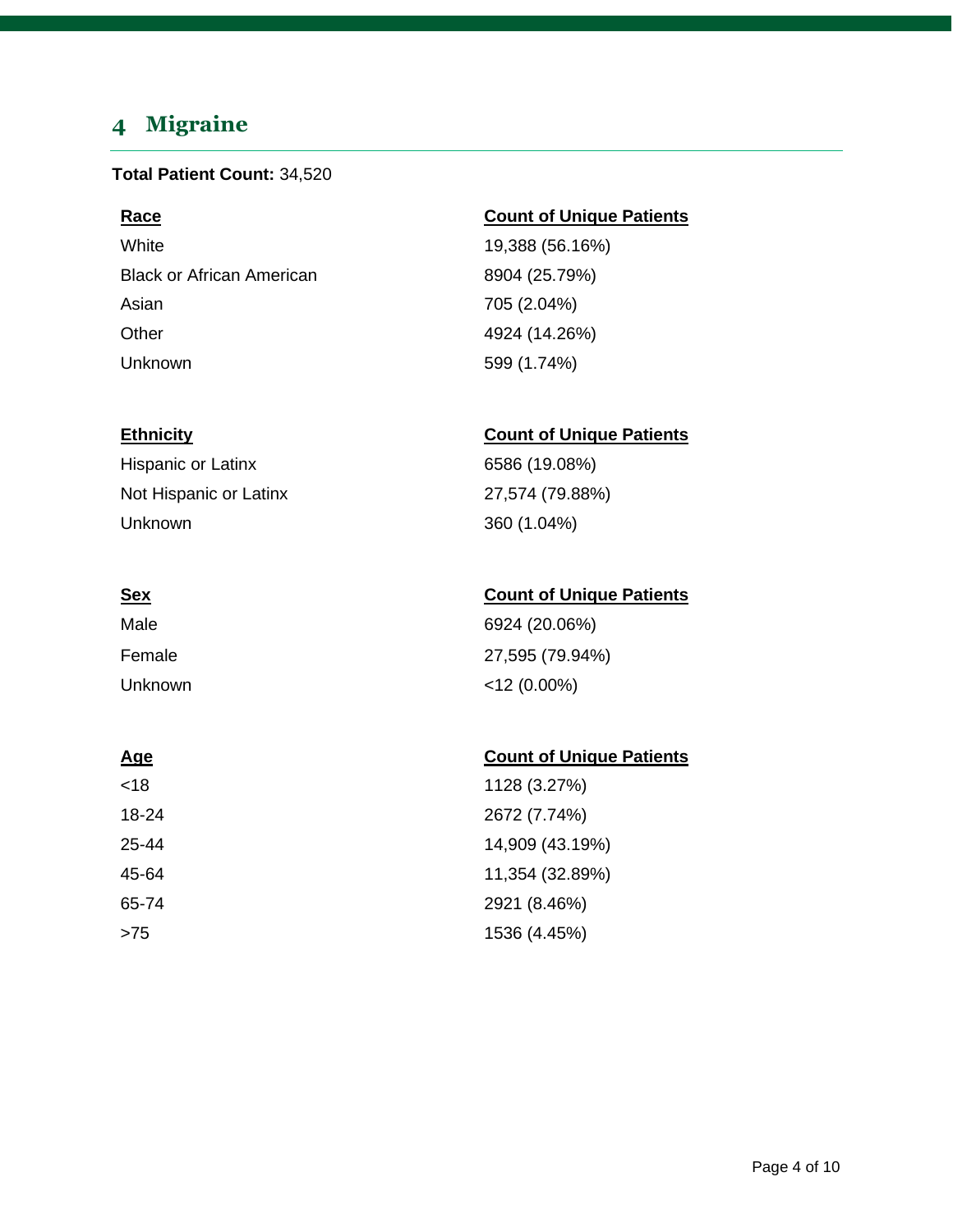## 4 Migraine

**Total Patient Count:** 34,520

| Race | Count of Unique Patients |
|---|---|
| White | 19,388 (56.16%) |
| Black or African American | 8904 (25.79%) |
| Asian | 705 (2.04%) |
| Other | 4924 (14.26%) |
| Unknown | 599 (1.74%) |

| Ethnicity | Count of Unique Patients |
|---|---|
| Hispanic or Latinx | 6586 (19.08%) |
| Not Hispanic or Latinx | 27,574 (79.88%) |
| Unknown | 360 (1.04%) |

| Sex | Count of Unique Patients |
|---|---|
| Male | 6924 (20.06%) |
| Female | 27,595 (79.94%) |
| Unknown | <12 (0.00%) |

| Age | Count of Unique Patients |
|---|---|
| <18 | 1128 (3.27%) |
| 18-24 | 2672 (7.74%) |
| 25-44 | 14,909 (43.19%) |
| 45-64 | 11,354 (32.89%) |
| 65-74 | 2921 (8.46%) |
| >75 | 1536 (4.45%) |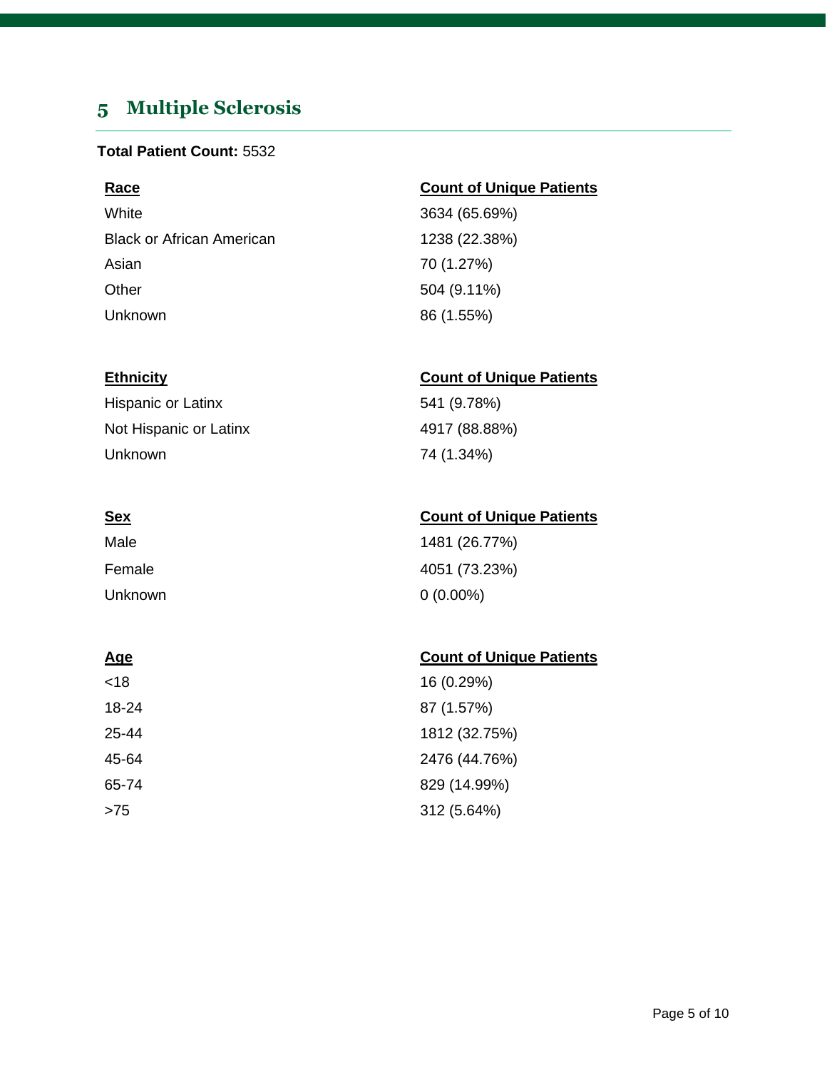## 5 Multiple Sclerosis

**Total Patient Count:** 5532

| Race | Count of Unique Patients |
| --- | --- |
| White | 3634 (65.69%) |
| Black or African American | 1238 (22.38%) |
| Asian | 70 (1.27%) |
| Other | 504 (9.11%) |
| Unknown | 86 (1.55%) |

| Ethnicity | Count of Unique Patients |
| --- | --- |
| Hispanic or Latinx | 541 (9.78%) |
| Not Hispanic or Latinx | 4917 (88.88%) |
| Unknown | 74 (1.34%) |

| Sex | Count of Unique Patients |
| --- | --- |
| Male | 1481 (26.77%) |
| Female | 4051 (73.23%) |
| Unknown | 0 (0.00%) |

| Age | Count of Unique Patients |
| --- | --- |
| <18 | 16 (0.29%) |
| 18-24 | 87 (1.57%) |
| 25-44 | 1812 (32.75%) |
| 45-64 | 2476 (44.76%) |
| 65-74 | 829 (14.99%) |
| >75 | 312 (5.64%) |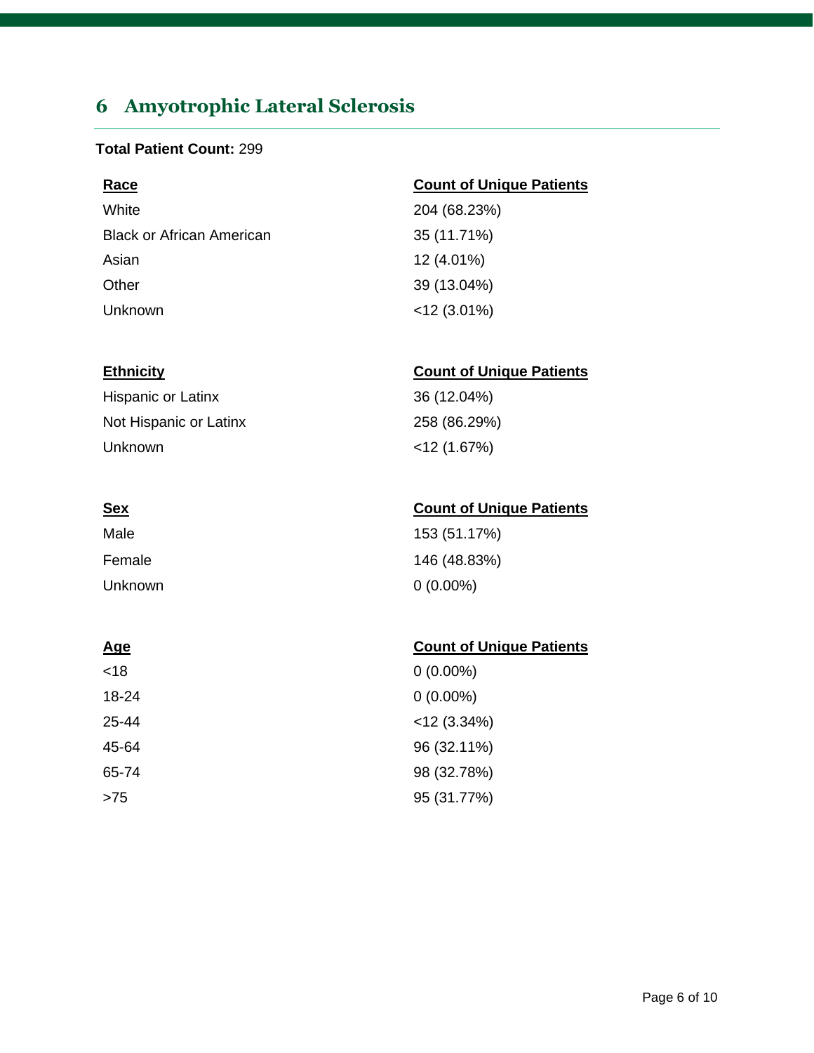## 6 Amyotrophic Lateral Sclerosis

**Total Patient Count:** 299

| Race | Count of Unique Patients |
| --- | --- |
| White | 204 (68.23%) |
| Black or African American | 35 (11.71%) |
| Asian | 12 (4.01%) |
| Other | 39 (13.04%) |
| Unknown | <12 (3.01%) |

| Ethnicity | Count of Unique Patients |
| --- | --- |
| Hispanic or Latinx | 36 (12.04%) |
| Not Hispanic or Latinx | 258 (86.29%) |
| Unknown | <12 (1.67%) |

| Sex | Count of Unique Patients |
| --- | --- |
| Male | 153 (51.17%) |
| Female | 146 (48.83%) |
| Unknown | 0 (0.00%) |

| Age | Count of Unique Patients |
| --- | --- |
| <18 | 0 (0.00%) |
| 18-24 | 0 (0.00%) |
| 25-44 | <12 (3.34%) |
| 45-64 | 96 (32.11%) |
| 65-74 | 98 (32.78%) |
| >75 | 95 (31.77%) |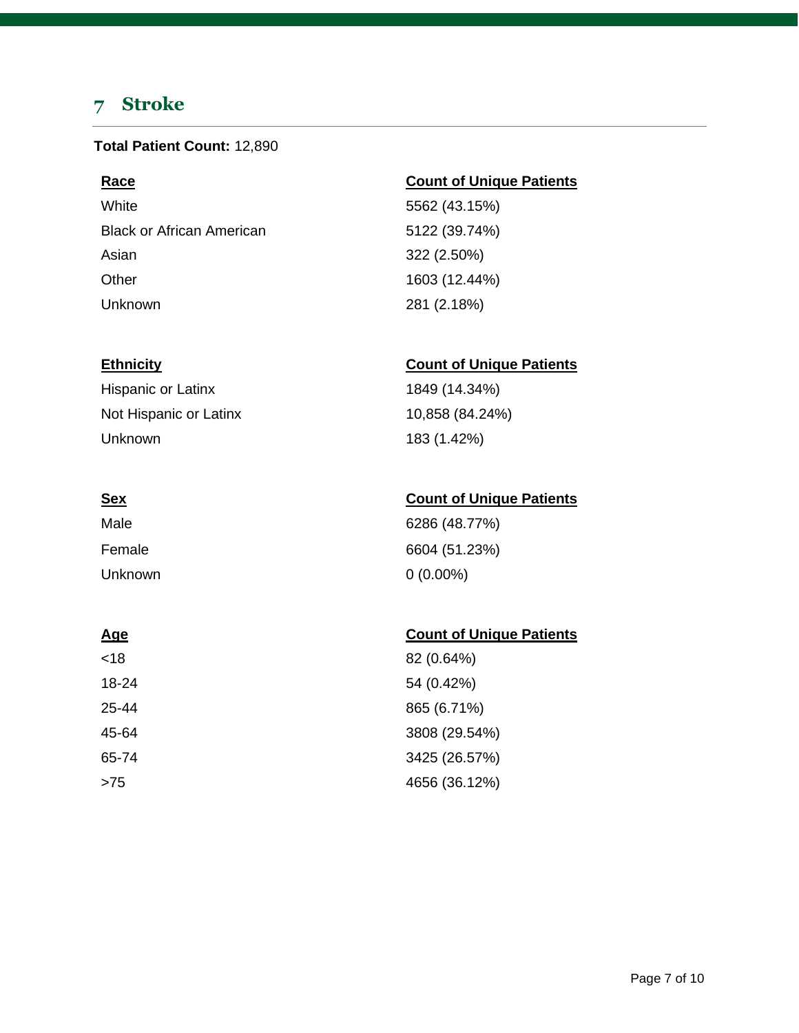## 7 Stroke

**Total Patient Count:** 12,890

| Race | Count of Unique Patients |
|---|---|
| White | 5562 (43.15%) |
| Black or African American | 5122 (39.74%) |
| Asian | 322 (2.50%) |
| Other | 1603 (12.44%) |
| Unknown | 281 (2.18%) |

| Ethnicity | Count of Unique Patients |
|---|---|
| Hispanic or Latinx | 1849 (14.34%) |
| Not Hispanic or Latinx | 10,858 (84.24%) |
| Unknown | 183 (1.42%) |

| Sex | Count of Unique Patients |
|---|---|
| Male | 6286 (48.77%) |
| Female | 6604 (51.23%) |
| Unknown | 0 (0.00%) |

| Age | Count of Unique Patients |
|---|---|
| <18 | 82 (0.64%) |
| 18-24 | 54 (0.42%) |
| 25-44 | 865 (6.71%) |
| 45-64 | 3808 (29.54%) |
| 65-74 | 3425 (26.57%) |
| >75 | 4656 (36.12%) |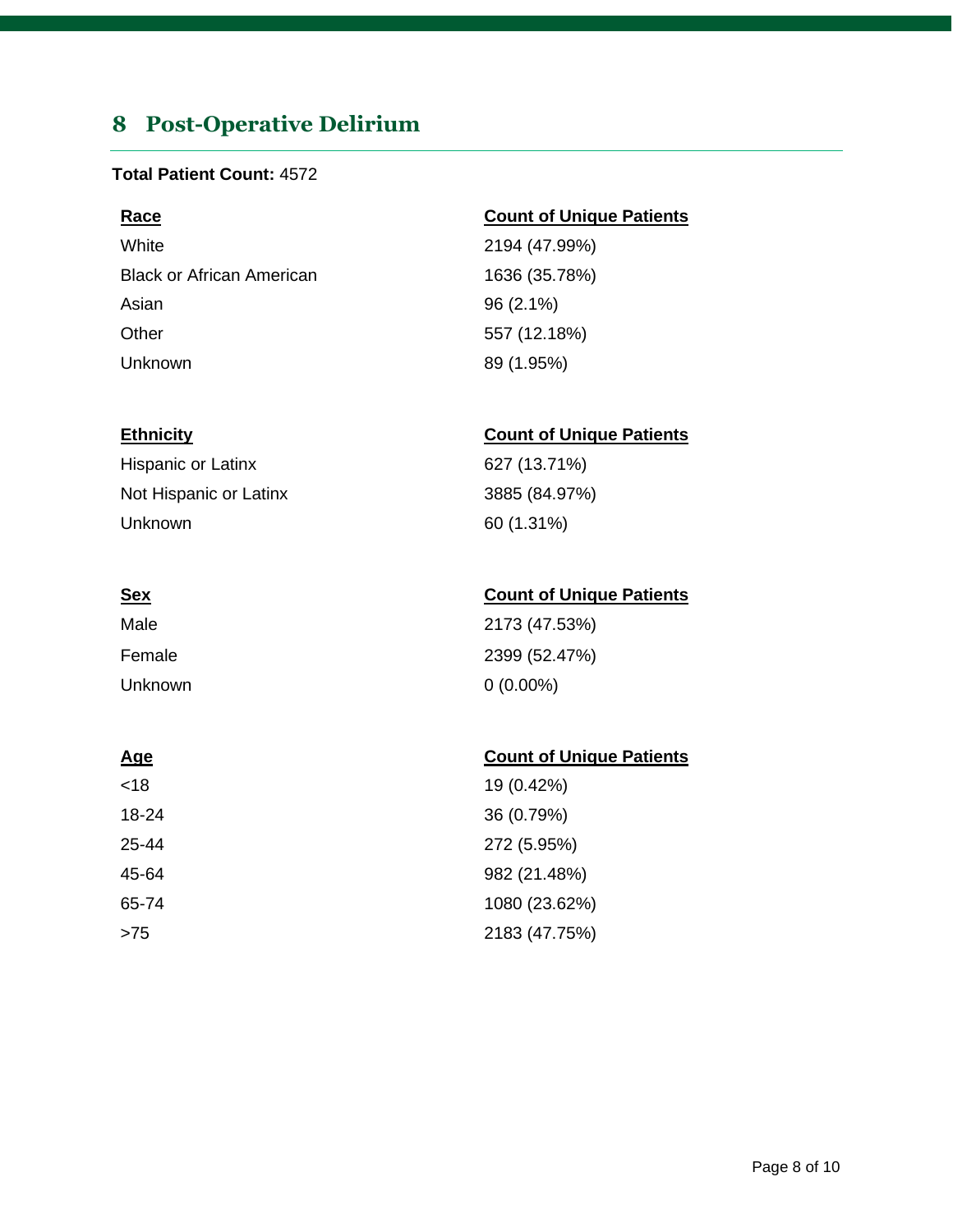## 8 Post-Operative Delirium

**Total Patient Count:** 4572

| Race | Count of Unique Patients |
| --- | --- |
| White | 2194 (47.99%) |
| Black or African American | 1636 (35.78%) |
| Asian | 96 (2.1%) |
| Other | 557 (12.18%) |
| Unknown | 89 (1.95%) |

| Ethnicity | Count of Unique Patients |
| --- | --- |
| Hispanic or Latinx | 627 (13.71%) |
| Not Hispanic or Latinx | 3885 (84.97%) |
| Unknown | 60 (1.31%) |

| Sex | Count of Unique Patients |
| --- | --- |
| Male | 2173 (47.53%) |
| Female | 2399 (52.47%) |
| Unknown | 0 (0.00%) |

| Age | Count of Unique Patients |
| --- | --- |
| <18 | 19 (0.42%) |
| 18-24 | 36 (0.79%) |
| 25-44 | 272 (5.95%) |
| 45-64 | 982 (21.48%) |
| 65-74 | 1080 (23.62%) |
| >75 | 2183 (47.75%) |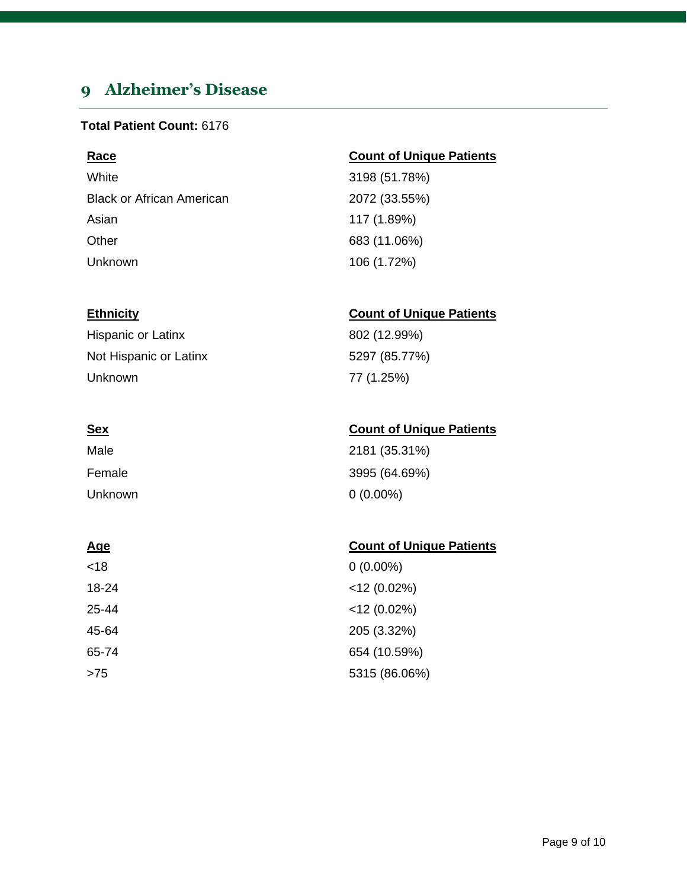## 9 Alzheimer's Disease

**Total Patient Count:** 6176

| Race | Count of Unique Patients |
| --- | --- |
| White | 3198 (51.78%) |
| Black or African American | 2072 (33.55%) |
| Asian | 117 (1.89%) |
| Other | 683 (11.06%) |
| Unknown | 106 (1.72%) |

| Ethnicity | Count of Unique Patients |
| --- | --- |
| Hispanic or Latinx | 802 (12.99%) |
| Not Hispanic or Latinx | 5297 (85.77%) |
| Unknown | 77 (1.25%) |

| Sex | Count of Unique Patients |
| --- | --- |
| Male | 2181 (35.31%) |
| Female | 3995 (64.69%) |
| Unknown | 0 (0.00%) |

| Age | Count of Unique Patients |
| --- | --- |
| <18 | 0 (0.00%) |
| 18-24 | <12 (0.02%) |
| 25-44 | <12 (0.02%) |
| 45-64 | 205 (3.32%) |
| 65-74 | 654 (10.59%) |
| >75 | 5315 (86.06%) |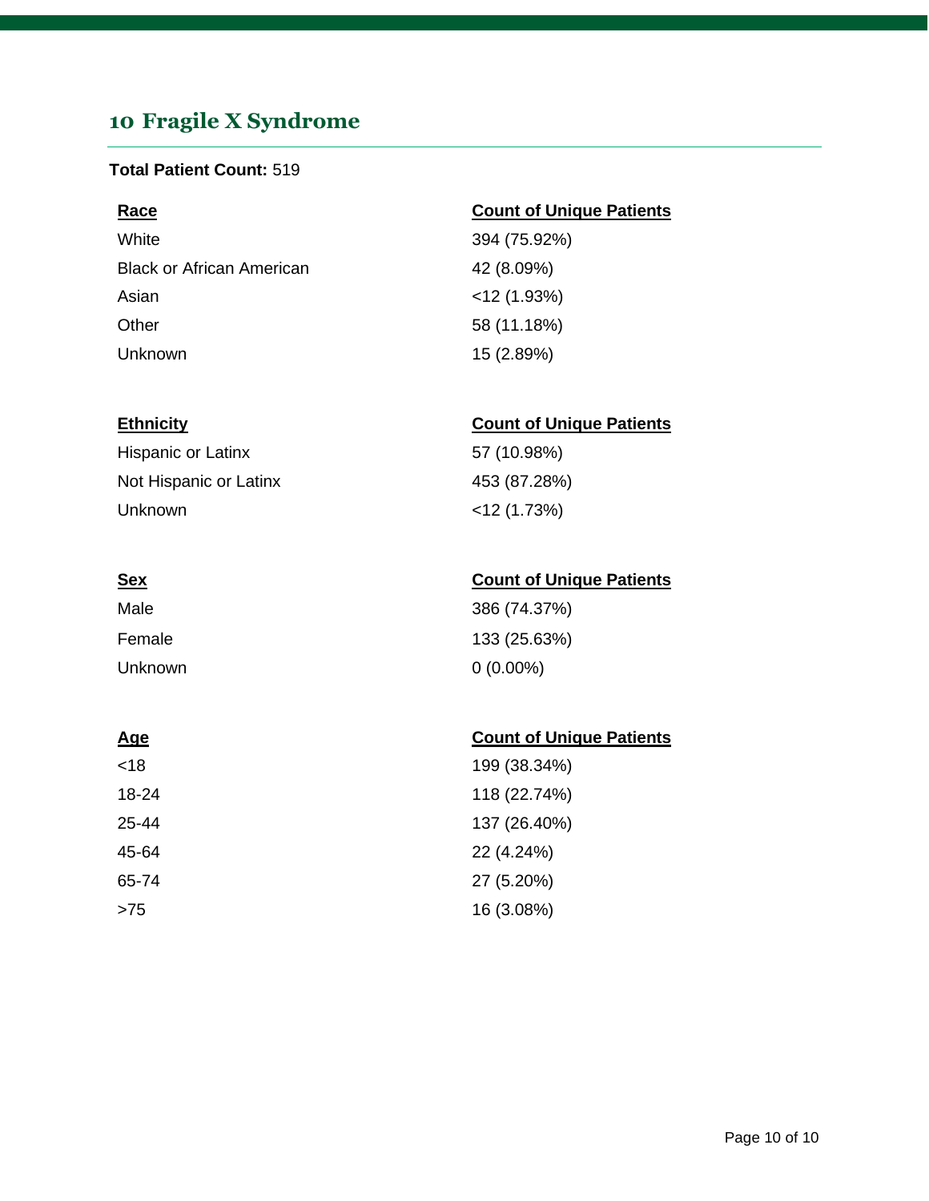## 10 Fragile X Syndrome

**Total Patient Count:** 519

| Race | Count of Unique Patients |
|---|---|
| White | 394 (75.92%) |
| Black or African American | 42 (8.09%) |
| Asian | <12 (1.93%) |
| Other | 58 (11.18%) |
| Unknown | 15 (2.89%) |

| Ethnicity | Count of Unique Patients |
|---|---|
| Hispanic or Latinx | 57 (10.98%) |
| Not Hispanic or Latinx | 453 (87.28%) |
| Unknown | <12 (1.73%) |

| Sex | Count of Unique Patients |
|---|---|
| Male | 386 (74.37%) |
| Female | 133 (25.63%) |
| Unknown | 0 (0.00%) |

| Age | Count of Unique Patients |
|---|---|
| <18 | 199 (38.34%) |
| 18-24 | 118 (22.74%) |
| 25-44 | 137 (26.40%) |
| 45-64 | 22 (4.24%) |
| 65-74 | 27 (5.20%) |
| >75 | 16 (3.08%) |